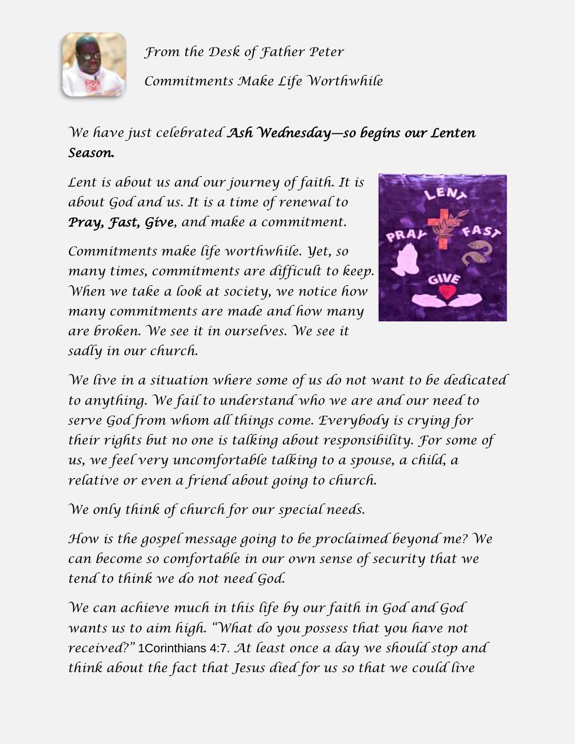*From the Desk of Father Peter*

*Commitments Make Life Worthwhile*

*We have just celebrated* ***Ash Wednesday—so begins our Lenten Season.***

*Lent is about us and our journey of faith. It is about God and us. It is a time of renewal to* ***Pray, Fast, Give****, and make a commitment.*

*Commitments make life worthwhile. Yet, so many times, commitments are difficult to keep. When we take a look at society, we notice how many commitments are made and how many are broken. We see it in ourselves. We see it sadly in our church.*

*We live in a situation where some of us do not want to be dedicated to anything. We fail to understand who we are and our need to serve God from whom all things come. Everybody is crying for their rights but no one is talking about responsibility. For some of us, we feel very uncomfortable talking to a spouse, a child, a relative or even a friend about going to church.*

*We only think of church for our special needs.*

*How is the gospel message going to be proclaimed beyond me? We can become so comfortable in our own sense of security that we tend to think we do not need God.*

*We can achieve much in this life by our faith in God and God wants us to aim high. "What do you possess that you have not received?"* 1Corinthians 4:7. *At least once a day we should stop and think about the fact that Jesus died for us so that we could live*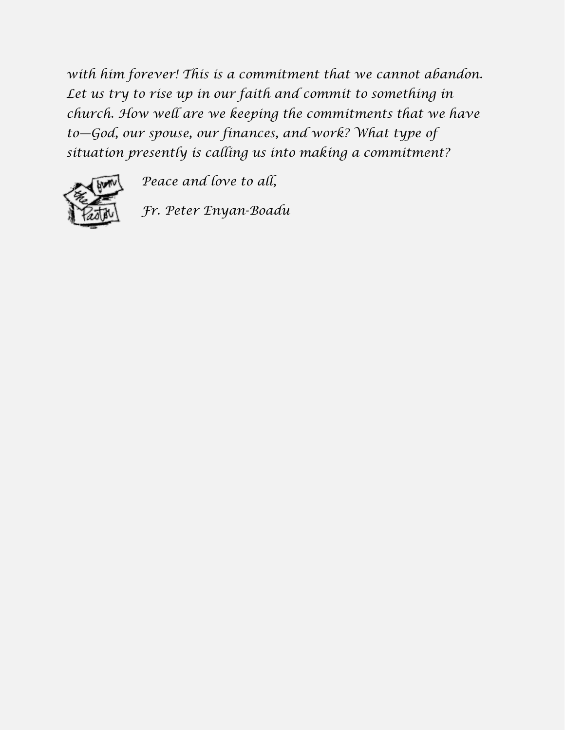*with him forever! This is a commitment that we cannot abandon. Let us try to rise up in our faith and commit to something in church. How well are we keeping the commitments that we have to—God, our spouse, our finances, and work? What type of situation presently is calling us into making a commitment?*

*Peace and love to all,*

*Fr. Peter Enyan-Boadu*